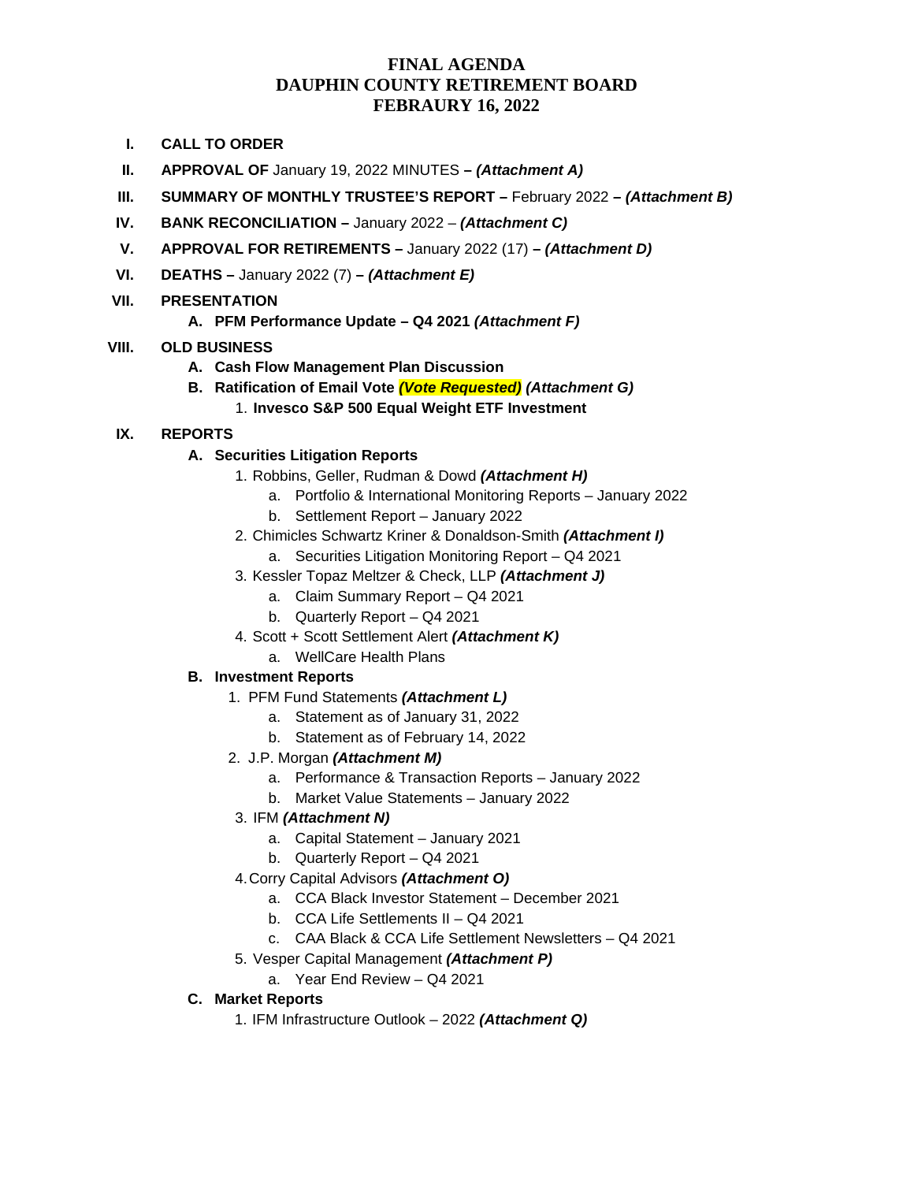# FINAL AGENDA
# DAUPHIN COUNTY RETIREMENT BOARD
# FEBRAURY 16, 2022

I. **CALL TO ORDER**

II. **APPROVAL OF** January 19, 2022 MINUTES **– *(Attachment A)***

III. **SUMMARY OF MONTHLY TRUSTEE'S REPORT –** February 2022 **– *(Attachment B)***

IV. **BANK RECONCILIATION –** January 2022 – ***(Attachment C)***

V. **APPROVAL FOR RETIREMENTS –** January 2022 (17) **– *(Attachment D)***

VI. **DEATHS –** January 2022 (7) **– *(Attachment E)***

VII. **PRESENTATION**
   - A. **PFM Performance Update – Q4 2021 *(Attachment F)***

VIII. **OLD BUSINESS**
   - A. **Cash Flow Management Plan Discussion**
   - B. **Ratification of Email Vote *(Vote Requested)* *(Attachment G)***
     1. **Invesco S&P 500 Equal Weight ETF Investment**

IX. **REPORTS**
   - A. **Securities Litigation Reports**
     1. Robbins, Geller, Rudman & Dowd ***(Attachment H)***
        - a. Portfolio & International Monitoring Reports – January 2022
        - b. Settlement Report – January 2022
     2. Chimicles Schwartz Kriner & Donaldson-Smith ***(Attachment I)***
        - a. Securities Litigation Monitoring Report – Q4 2021
     3. Kessler Topaz Meltzer & Check, LLP ***(Attachment J)***
        - a. Claim Summary Report – Q4 2021
        - b. Quarterly Report – Q4 2021
     4. Scott + Scott Settlement Alert ***(Attachment K)***
        - a. WellCare Health Plans
   - B. **Investment Reports**
     1. PFM Fund Statements ***(Attachment L)***
        - a. Statement as of January 31, 2022
        - b. Statement as of February 14, 2022
     2. J.P. Morgan ***(Attachment M)***
        - a. Performance & Transaction Reports – January 2022
        - b. Market Value Statements – January 2022
     3. IFM ***(Attachment N)***
        - a. Capital Statement – January 2021
        - b. Quarterly Report – Q4 2021
     4. Corry Capital Advisors ***(Attachment O)***
        - a. CCA Black Investor Statement – December 2021
        - b. CCA Life Settlements II – Q4 2021
        - c. CAA Black & CCA Life Settlement Newsletters – Q4 2021
     5. Vesper Capital Management ***(Attachment P)***
        - a. Year End Review – Q4 2021
   - C. **Market Reports**
     1. IFM Infrastructure Outlook – 2022 ***(Attachment Q)***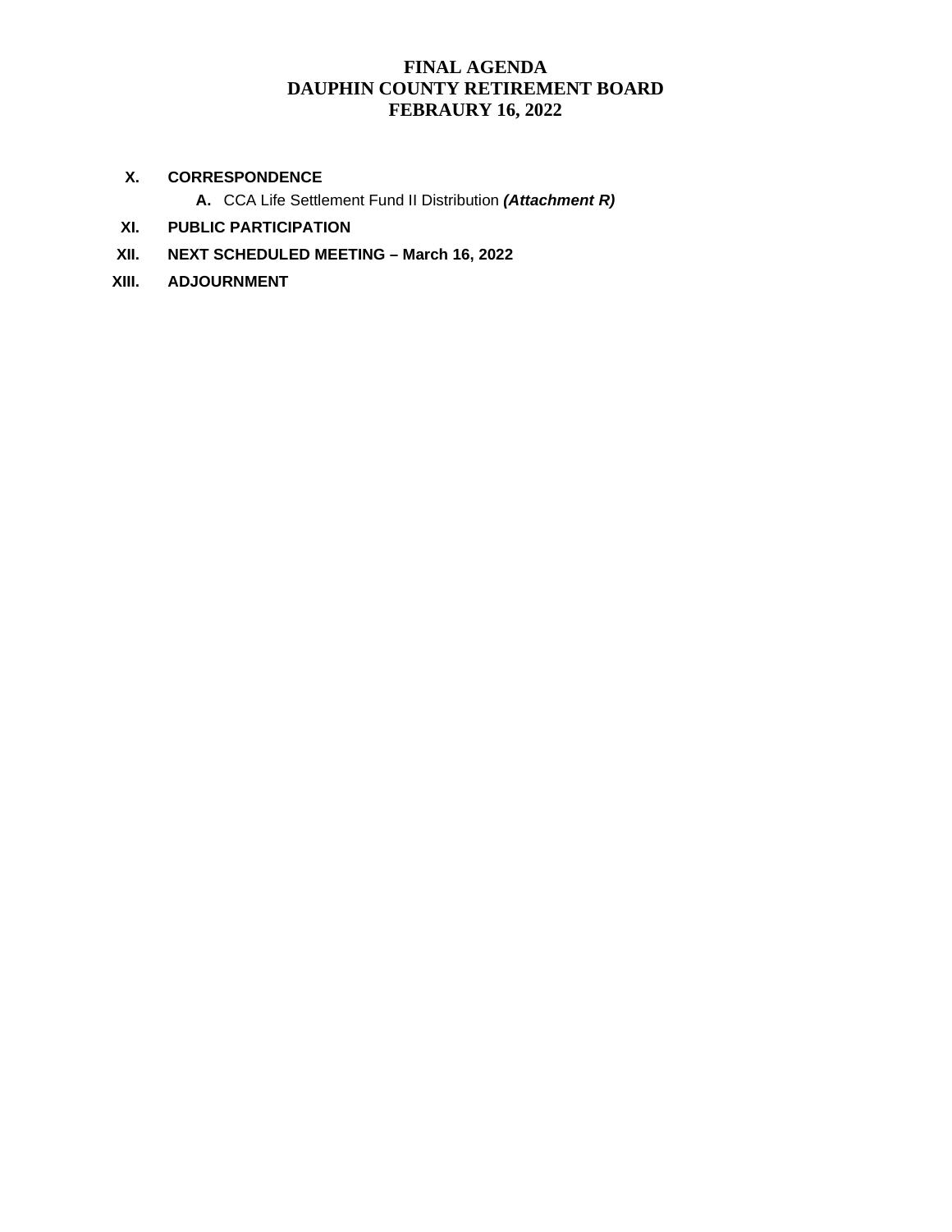**FINAL AGENDA**
**DAUPHIN COUNTY RETIREMENT BOARD**
**FEBRAURY 16, 2022**

**X. CORRESPONDENCE**

- **A.** CCA Life Settlement Fund II Distribution ***(Attachment R)***

**XI. PUBLIC PARTICIPATION**

**XII. NEXT SCHEDULED MEETING – March 16, 2022**

**XIII. ADJOURNMENT**